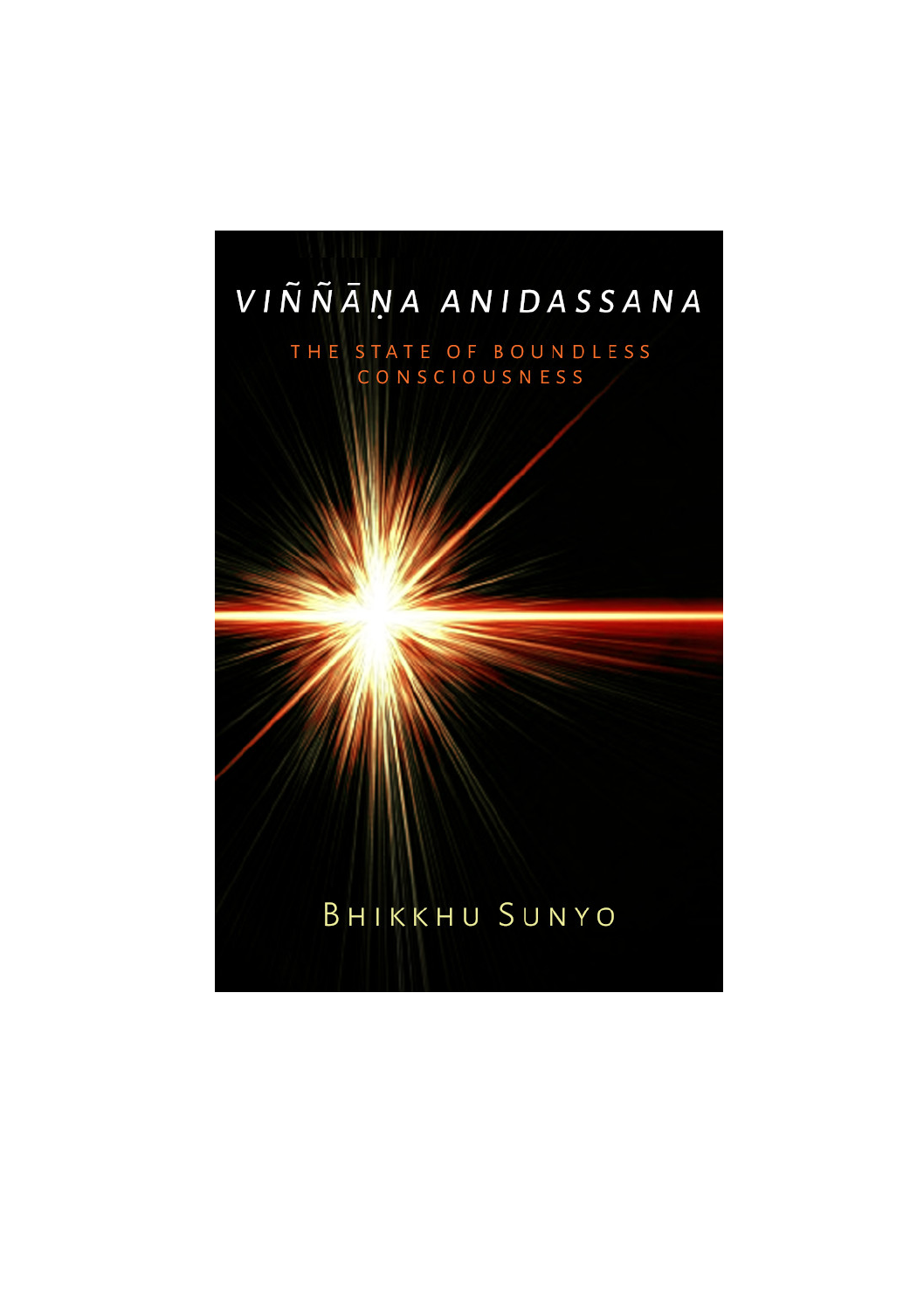# *VIÑÑĀṆA ANIDASSANA*

## THE STATE OF BOUNDLESS CONSCIOUSNESS

BHIKKHU SUNYO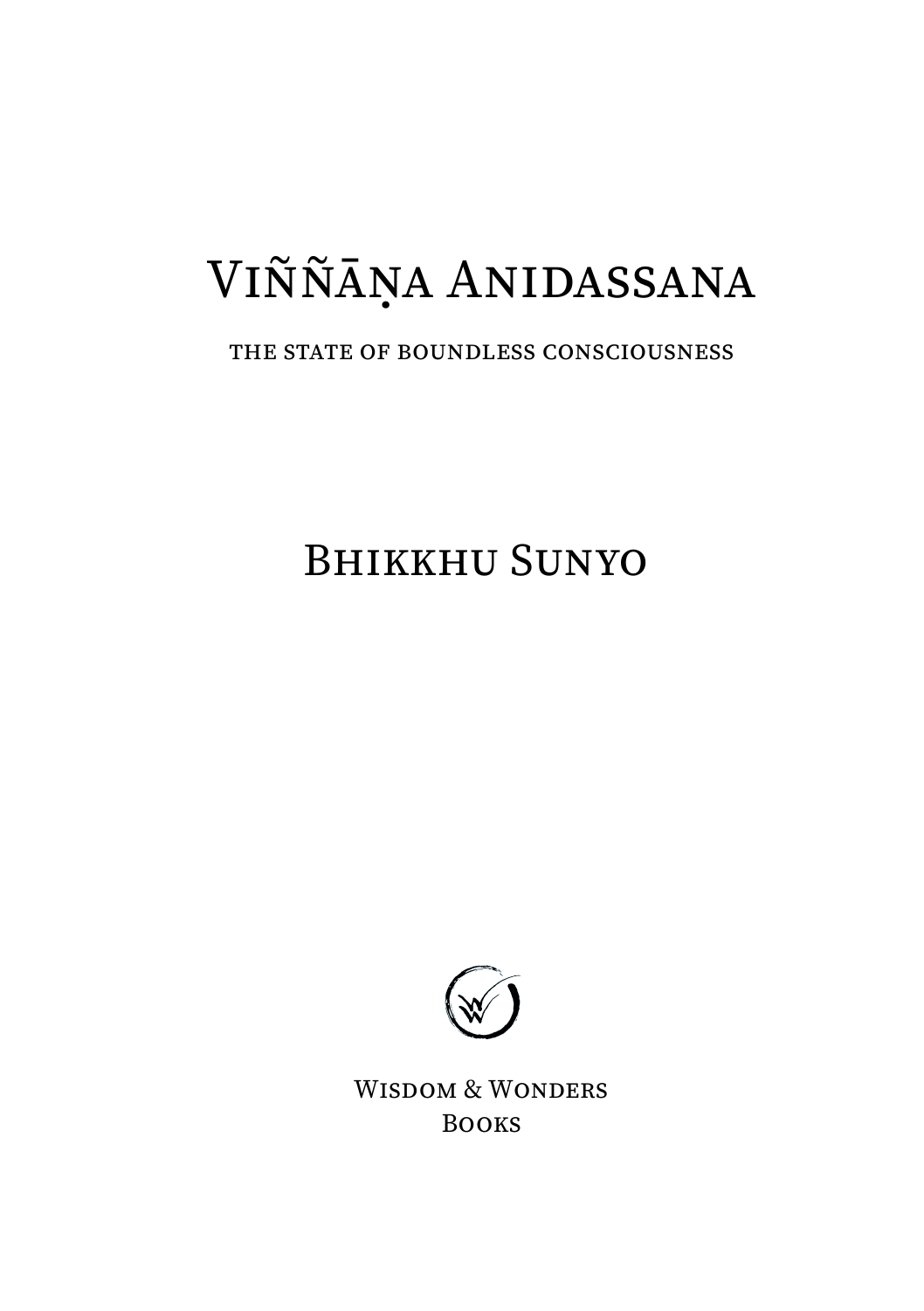# Viññāṇa Anidassana

THE STATE OF BOUNDLESS CONSCIOUSNESS

## Bhikkhu Sunyo

Wisdom & Wonders
Books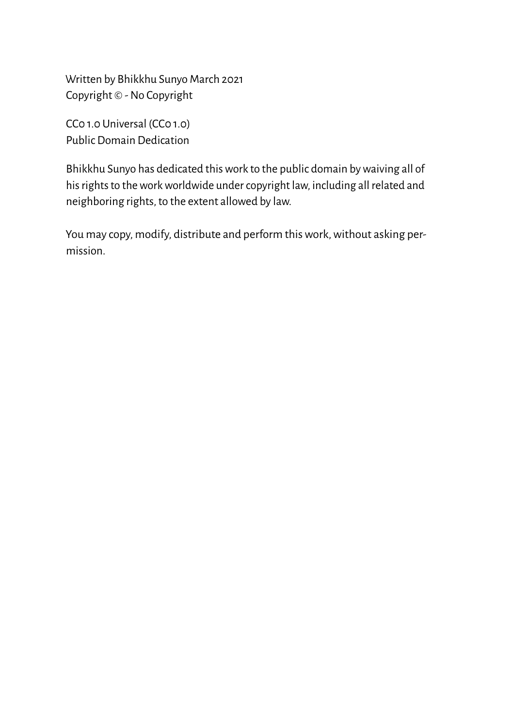Written by Bhikkhu Sunyo March 2021
Copyright © - No Copyright

CC0 1.0 Universal (CC0 1.0)
Public Domain Dedication

Bhikkhu Sunyo has dedicated this work to the public domain by waiving all of his rights to the work worldwide under copyright law, including all related and neighboring rights, to the extent allowed by law.

You may copy, modify, distribute and perform this work, without asking permission.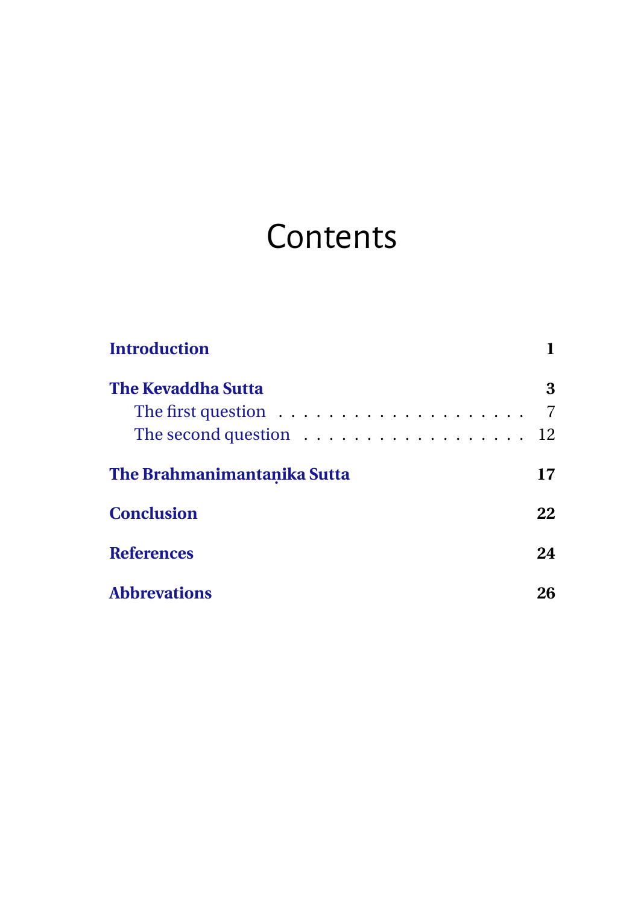# Contents

**Introduction** 1

**The Kevaddha Sutta** 3

- The first question . . . . . . . . . . . . . . . . . . . . 7
- The second question . . . . . . . . . . . . . . . . . . 12

**The Brahmanimantaṇika Sutta** 17

**Conclusion** 22

**References** 24

**Abbrevations** 26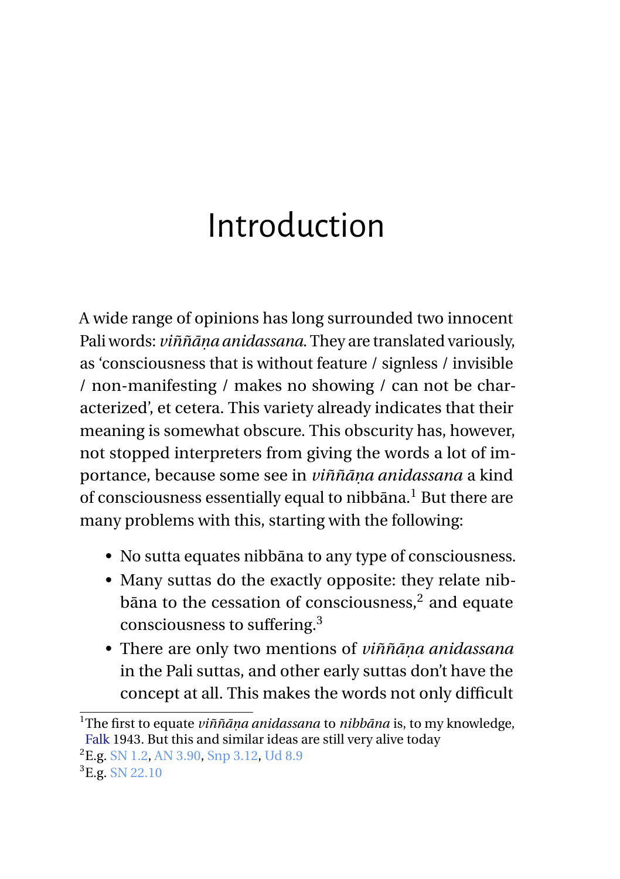# Introduction

A wide range of opinions has long surrounded two innocent Pali words: *viññāṇa anidassana*. They are translated variously, as 'consciousness that is without feature / signless / invisible / non-manifesting / makes no showing / can not be characterized', et cetera. This variety already indicates that their meaning is somewhat obscure. This obscurity has, however, not stopped interpreters from giving the words a lot of importance, because some see in *viññāṇa anidassana* a kind of consciousness essentially equal to nibbāna.[1] But there are many problems with this, starting with the following:

- No sutta equates nibbāna to any type of consciousness.
- Many suttas do the exactly opposite: they relate nibbāna to the cessation of consciousness,[2] and equate consciousness to suffering.[3]
- There are only two mentions of *viññāṇa anidassana* in the Pali suttas, and other early suttas don't have the concept at all. This makes the words not only difficult

---

[1] The first to equate *viññāṇa anidassana* to *nibbāna* is, to my knowledge, Falk 1943. But this and similar ideas are still very alive today

[2] E.g. SN 1.2, AN 3.90, Snp 3.12, Ud 8.9

[3] E.g. SN 22.10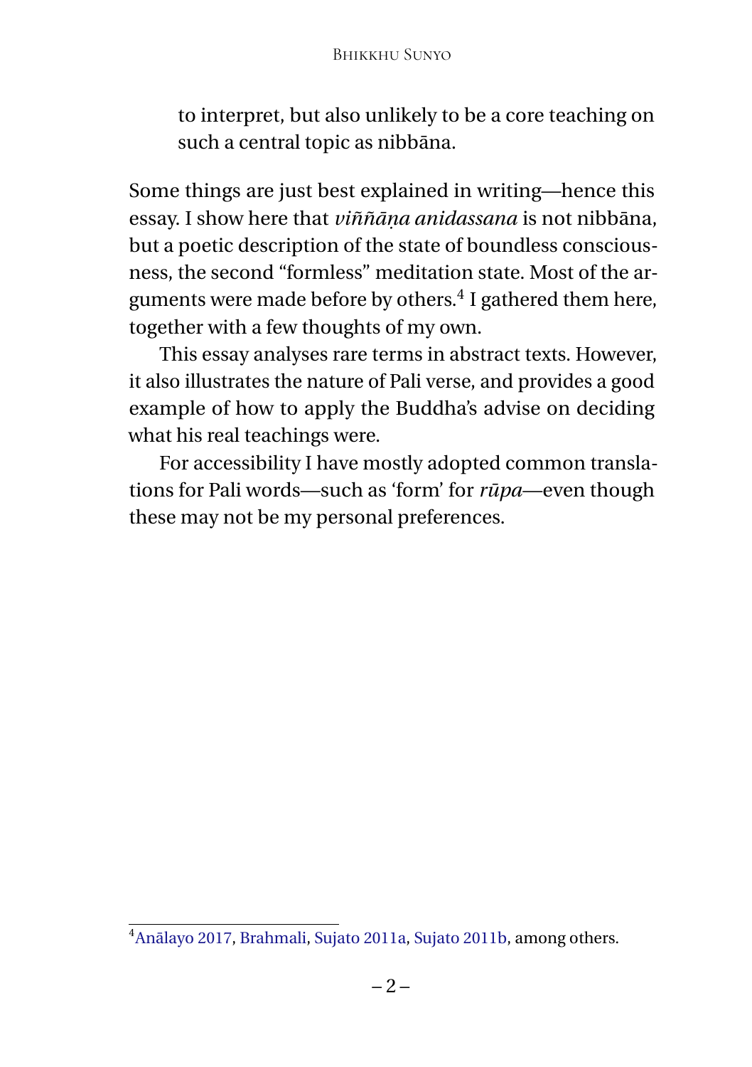> to interpret, but also unlikely to be a core teaching on such a central topic as nibbāna.

Some things are just best explained in writing—hence this essay. I show here that *viññāṇa anidassana* is not nibbāna, but a poetic description of the state of boundless consciousness, the second "formless" meditation state. Most of the arguments were made before by others.[4] I gathered them here, together with a few thoughts of my own.

This essay analyses rare terms in abstract texts. However, it also illustrates the nature of Pali verse, and provides a good example of how to apply the Buddha's advise on deciding what his real teachings were.

For accessibility I have mostly adopted common translations for Pali words—such as 'form' for *rūpa*—even though these may not be my personal preferences.

[4] Anālayo 2017, Brahmali, Sujato 2011a, Sujato 2011b, among others.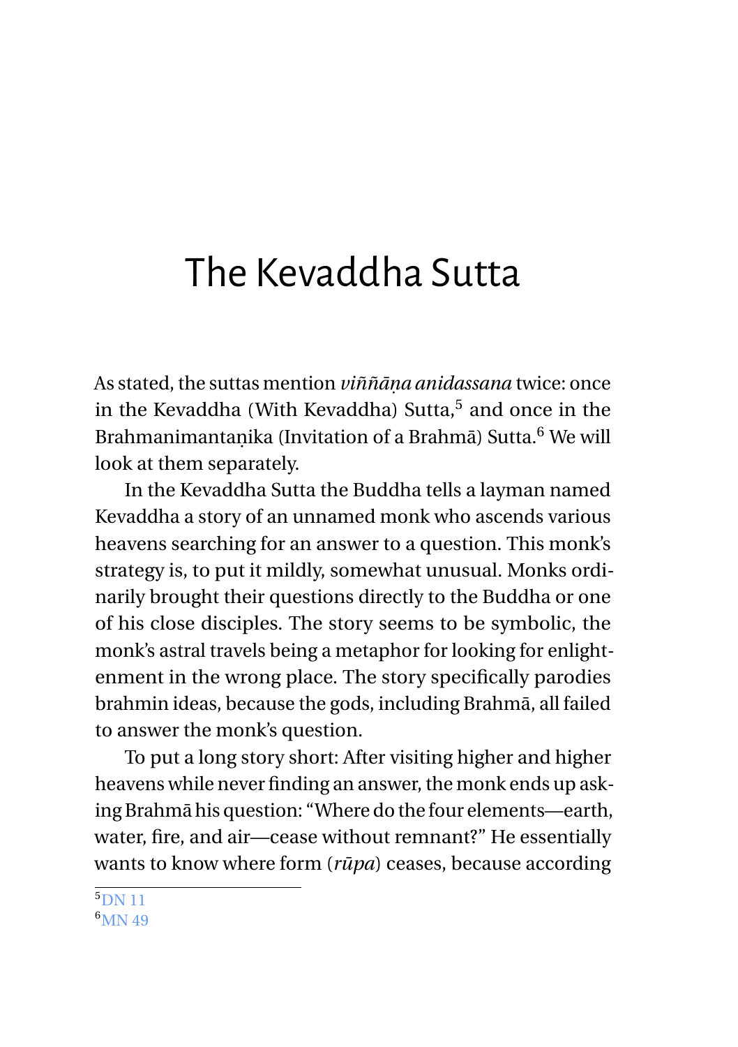# The Kevaddha Sutta

As stated, the suttas mention *viññāṇa anidassana* twice: once in the Kevaddha (With Kevaddha) Sutta,[5] and once in the Brahmanimantaṇika (Invitation of a Brahmā) Sutta.[6] We will look at them separately.

In the Kevaddha Sutta the Buddha tells a layman named Kevaddha a story of an unnamed monk who ascends various heavens searching for an answer to a question. This monk's strategy is, to put it mildly, somewhat unusual. Monks ordinarily brought their questions directly to the Buddha or one of his close disciples. The story seems to be symbolic, the monk's astral travels being a metaphor for looking for enlightenment in the wrong place. The story specifically parodies brahmin ideas, because the gods, including Brahmā, all failed to answer the monk's question.

To put a long story short: After visiting higher and higher heavens while never finding an answer, the monk ends up asking Brahmā his question: "Where do the four elements—earth, water, fire, and air—cease without remnant?" He essentially wants to know where form (*rūpa*) ceases, because according

[5] DN 11

[6] MN 49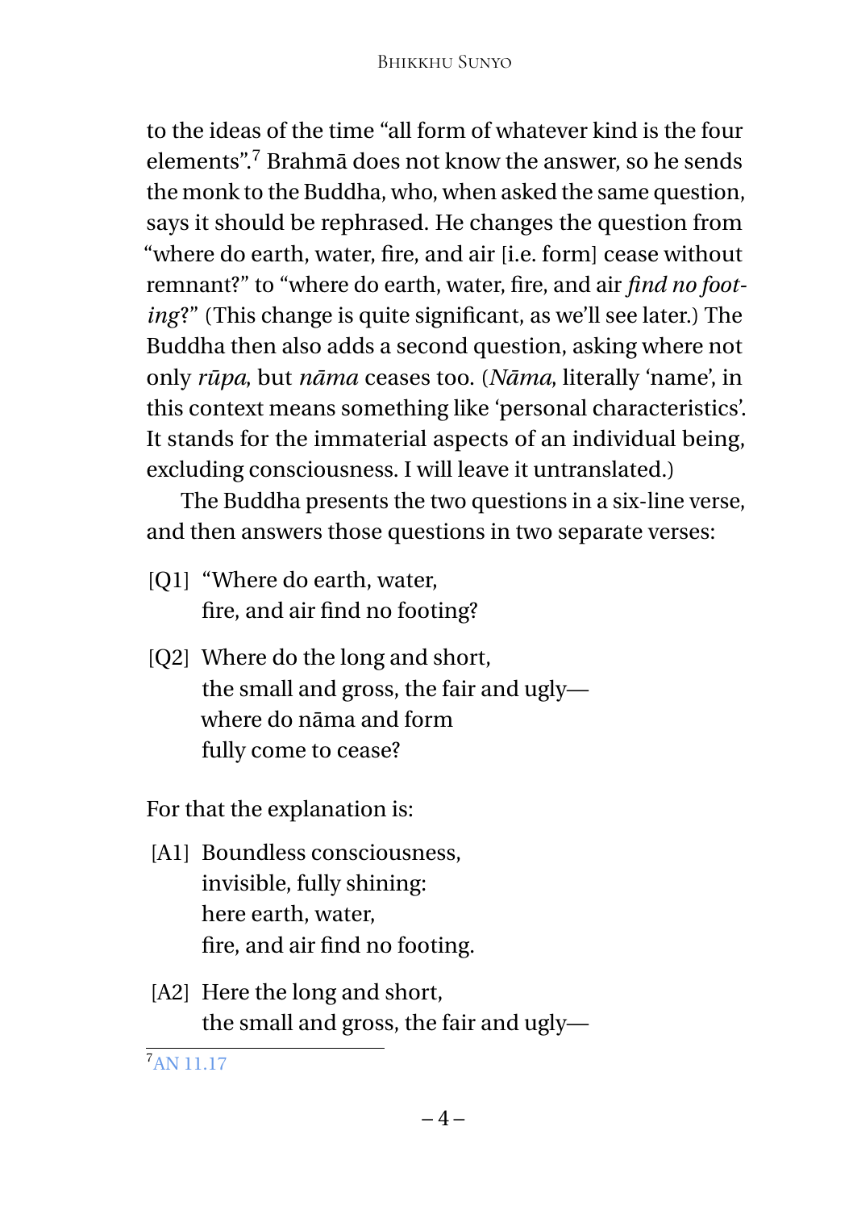to the ideas of the time “all form of whatever kind is the four elements”.[7] Brahmā does not know the answer, so he sends the monk to the Buddha, who, when asked the same question, says it should be rephrased. He changes the question from “where do earth, water, fire, and air [i.e. form] cease without remnant?” to “where do earth, water, fire, and air *find no footing*?” (This change is quite significant, as we’ll see later.) The Buddha then also adds a second question, asking where not only *rūpa*, but *nāma* ceases too. (*Nāma*, literally ‘name’, in this context means something like ‘personal characteristics’. It stands for the immaterial aspects of an individual being, excluding consciousness. I will leave it untranslated.)

The Buddha presents the two questions in a six-line verse, and then answers those questions in two separate verses:

[Q1] “Where do earth, water,
fire, and air find no footing?

[Q2] Where do the long and short,
the small and gross, the fair and ugly—
where do nāma and form
fully come to cease?

For that the explanation is:

[A1] Boundless consciousness,
invisible, fully shining:
here earth, water,
fire, and air find no footing.

[A2] Here the long and short,
the small and gross, the fair and ugly—

[7] AN 11.17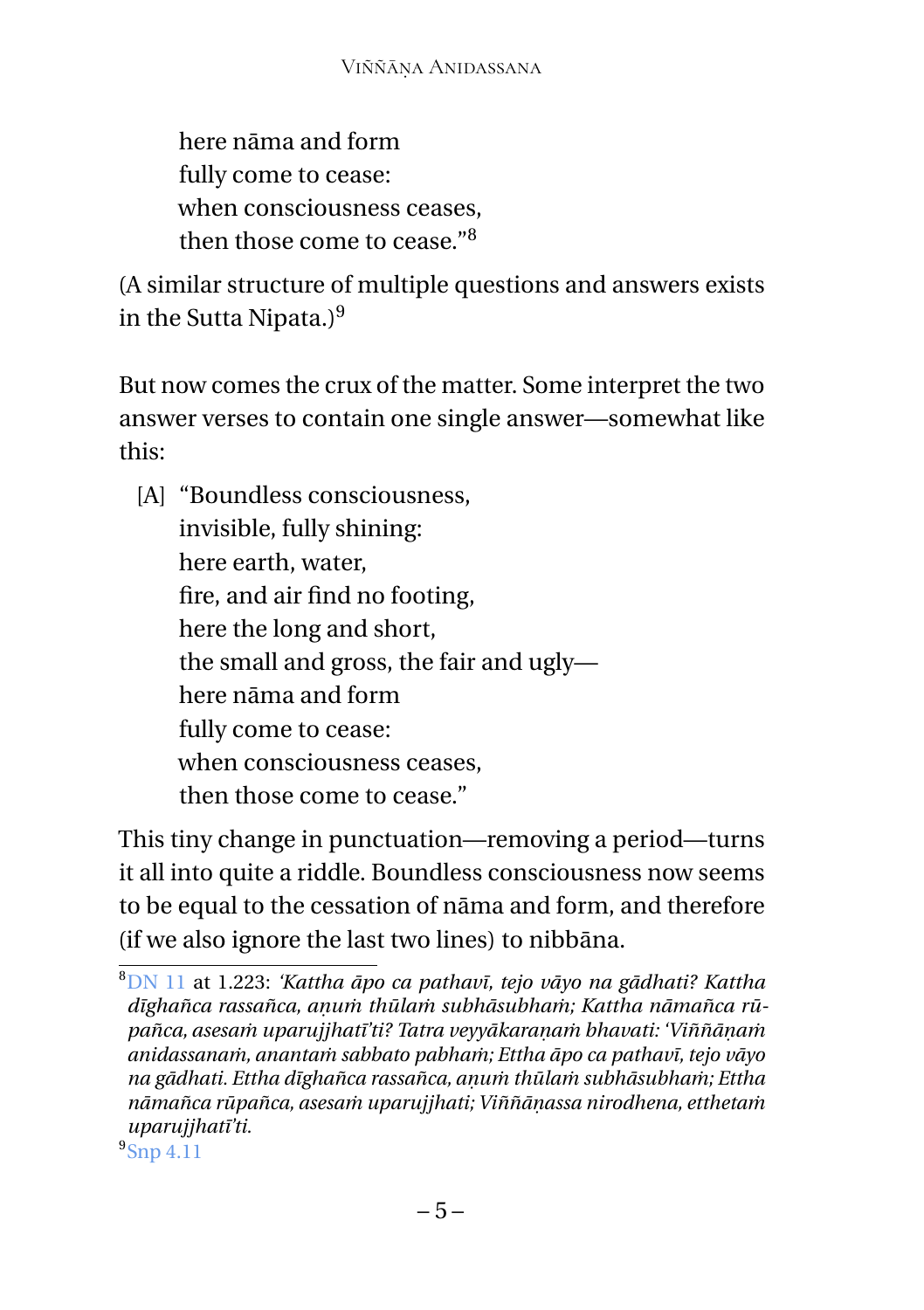here nāma and form  
fully come to cease:  
when consciousness ceases,  
then those come to cease."[8]

(A similar structure of multiple questions and answers exists in the Sutta Nipata.)[9]

But now comes the crux of the matter. Some interpret the two answer verses to contain one single answer—somewhat like this:

[A] "Boundless consciousness,  
invisible, fully shining:  
here earth, water,  
fire, and air find no footing,  
here the long and short,  
the small and gross, the fair and ugly—  
here nāma and form  
fully come to cease:  
when consciousness ceases,  
then those come to cease."

This tiny change in punctuation—removing a period—turns it all into quite a riddle. Boundless consciousness now seems to be equal to the cessation of nāma and form, and therefore (if we also ignore the last two lines) to nibbāna.

---

[8] DN 11 at 1.223: *'Kattha āpo ca pathavī, tejo vāyo na gādhati? Kattha dīghañca rassañca, aṇuṁ thūlaṁ subhāsubhaṁ; Kattha nāmañca rūpañca, asesaṁ uparujjhatī'ti? Tatra veyyākaraṇaṁ bhavati: 'Viññāṇaṁ anidassanaṁ, anantaṁ sabbato pabhaṁ; Ettha āpo ca pathavī, tejo vāyo na gādhati. Ettha dīghañca rassañca, aṇuṁ thūlaṁ subhāsubhaṁ; Ettha nāmañca rūpañca, asesaṁ uparujjhati; Viññāṇassa nirodhena, etthetaṁ uparujjhatī'ti.*

[9] Snp 4.11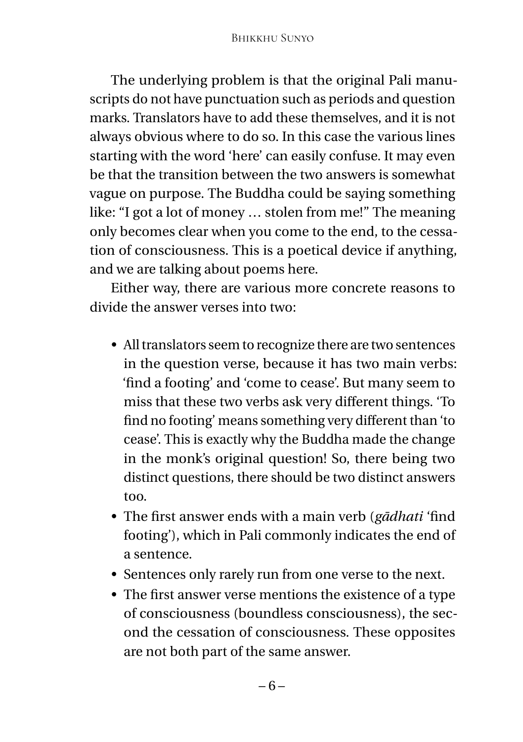The underlying problem is that the original Pali manuscripts do not have punctuation such as periods and question marks. Translators have to add these themselves, and it is not always obvious where to do so. In this case the various lines starting with the word 'here' can easily confuse. It may even be that the transition between the two answers is somewhat vague on purpose. The Buddha could be saying something like: "I got a lot of money … stolen from me!" The meaning only becomes clear when you come to the end, to the cessation of consciousness. This is a poetical device if anything, and we are talking about poems here.

Either way, there are various more concrete reasons to divide the answer verses into two:

- All translators seem to recognize there are two sentences in the question verse, because it has two main verbs: 'find a footing' and 'come to cease'. But many seem to miss that these two verbs ask very different things. 'To find no footing' means something very different than 'to cease'. This is exactly why the Buddha made the change in the monk's original question! So, there being two distinct questions, there should be two distinct answers too.
- The first answer ends with a main verb (*gādhati* 'find footing'), which in Pali commonly indicates the end of a sentence.
- Sentences only rarely run from one verse to the next.
- The first answer verse mentions the existence of a type of consciousness (boundless consciousness), the second the cessation of consciousness. These opposites are not both part of the same answer.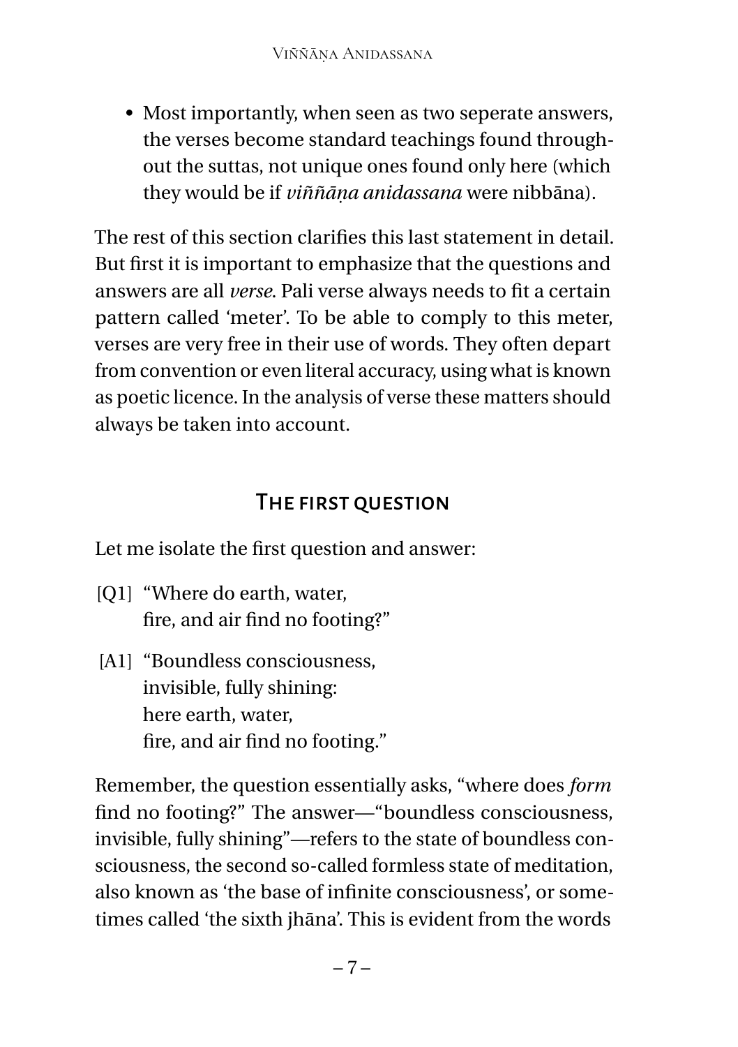- Most importantly, when seen as two seperate answers, the verses become standard teachings found throughout the suttas, not unique ones found only here (which they would be if *viññāṇa anidassana* were nibbāna).

The rest of this section clarifies this last statement in detail. But first it is important to emphasize that the questions and answers are all *verse*. Pali verse always needs to fit a certain pattern called 'meter'. To be able to comply to this meter, verses are very free in their use of words. They often depart from convention or even literal accuracy, using what is known as poetic licence. In the analysis of verse these matters should always be taken into account.

## The first question

Let me isolate the first question and answer:

[Q1] "Where do earth, water,
fire, and air find no footing?"

[A1] "Boundless consciousness,
invisible, fully shining:
here earth, water,
fire, and air find no footing."

Remember, the question essentially asks, "where does *form* find no footing?" The answer—"boundless consciousness, invisible, fully shining"—refers to the state of boundless consciousness, the second so-called formless state of meditation, also known as 'the base of infinite consciousness', or sometimes called 'the sixth jhāna'. This is evident from the words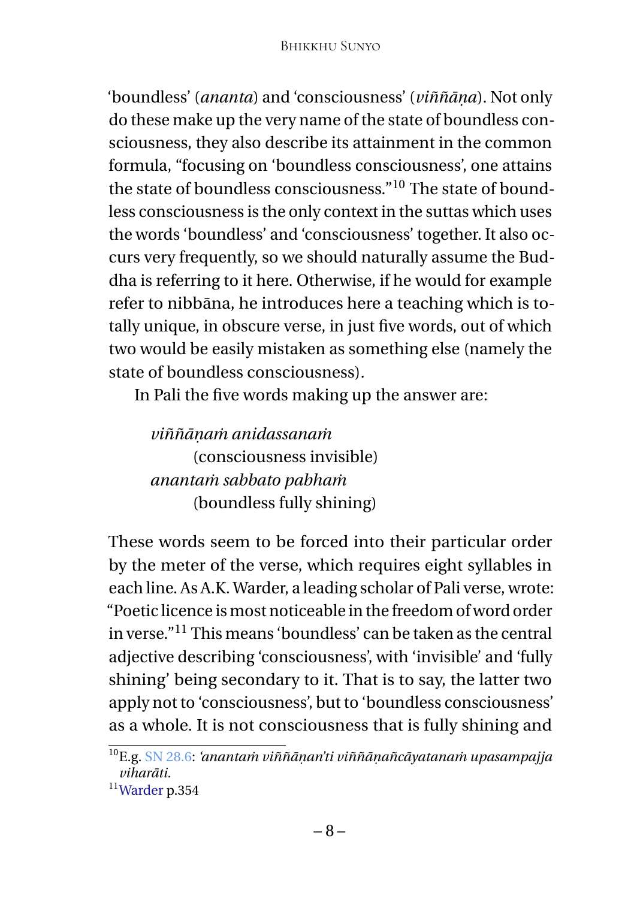'boundless' (*ananta*) and 'consciousness' (*viññāṇa*). Not only do these make up the very name of the state of boundless consciousness, they also describe its attainment in the common formula, "focusing on 'boundless consciousness', one attains the state of boundless consciousness."[10] The state of boundless consciousness is the only context in the suttas which uses the words 'boundless' and 'consciousness' together. It also occurs very frequently, so we should naturally assume the Buddha is referring to it here. Otherwise, if he would for example refer to nibbāna, he introduces here a teaching which is totally unique, in obscure verse, in just five words, out of which two would be easily mistaken as something else (namely the state of boundless consciousness).

In Pali the five words making up the answer are:

> *viññāṇaṁ anidassanaṁ*
> (consciousness invisible)
> *anantaṁ sabbato pabhaṁ*
> (boundless fully shining)

These words seem to be forced into their particular order by the meter of the verse, which requires eight syllables in each line. As A.K. Warder, a leading scholar of Pali verse, wrote: "Poetic licence is most noticeable in the freedom of word order in verse."[11] This means 'boundless' can be taken as the central adjective describing 'consciousness', with 'invisible' and 'fully shining' being secondary to it. That is to say, the latter two apply not to 'consciousness', but to 'boundless consciousness' as a whole. It is not consciousness that is fully shining and

---

[10] E.g. SN 28.6: *'anantaṁ viññāṇan'ti viññāṇañcāyatanaṁ upasampajja viharāti.*

[11] Warder p.354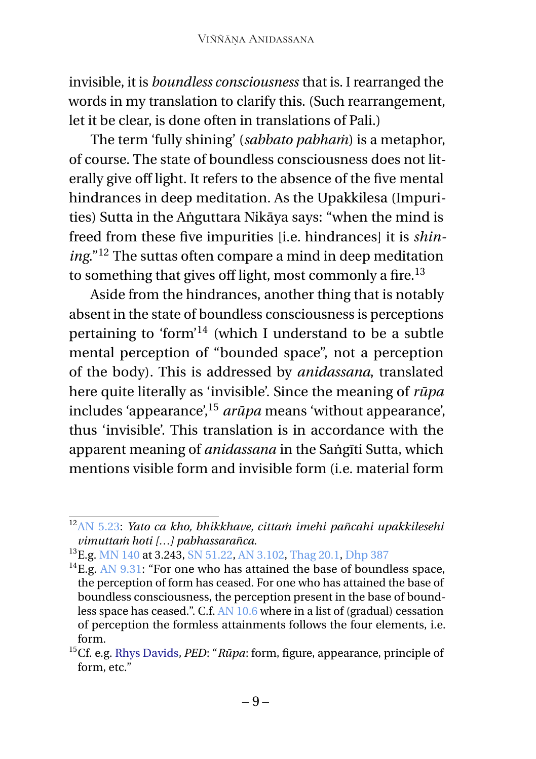invisible, it is *boundless consciousness* that is. I rearranged the words in my translation to clarify this. (Such rearrangement, let it be clear, is done often in translations of Pali.)

The term 'fully shining' (*sabbato pabhaṁ*) is a metaphor, of course. The state of boundless consciousness does not literally give off light. It refers to the absence of the five mental hindrances in deep meditation. As the Upakkilesa (Impurities) Sutta in the Aṅguttara Nikāya says: "when the mind is freed from these five impurities [i.e. hindrances] it is *shining*."[12] The suttas often compare a mind in deep meditation to something that gives off light, most commonly a fire.[13]

Aside from the hindrances, another thing that is notably absent in the state of boundless consciousness is perceptions pertaining to 'form'[14] (which I understand to be a subtle mental perception of "bounded space", not a perception of the body). This is addressed by *anidassana*, translated here quite literally as 'invisible'. Since the meaning of *rūpa* includes 'appearance',[15] *arūpa* means 'without appearance', thus 'invisible'. This translation is in accordance with the apparent meaning of *anidassana* in the Saṅgīti Sutta, which mentions visible form and invisible form (i.e. material form

---

[12] AN 5.23: *Yato ca kho, bhikkhave, cittaṁ imehi pañcahi upakkilesehi vimuttaṁ hoti […] pabhassarañca.*

[13] E.g. MN 140 at 3.243, SN 51.22, AN 3.102, Thag 20.1, Dhp 387

[14] E.g. AN 9.31: "For one who has attained the base of boundless space, the perception of form has ceased. For one who has attained the base of boundless consciousness, the perception present in the base of boundless space has ceased.". C.f. AN 10.6 where in a list of (gradual) cessation of perception the formless attainments follows the four elements, i.e. form.

[15] Cf. e.g. Rhys Davids, *PED*: "*Rūpa*: form, figure, appearance, principle of form, etc."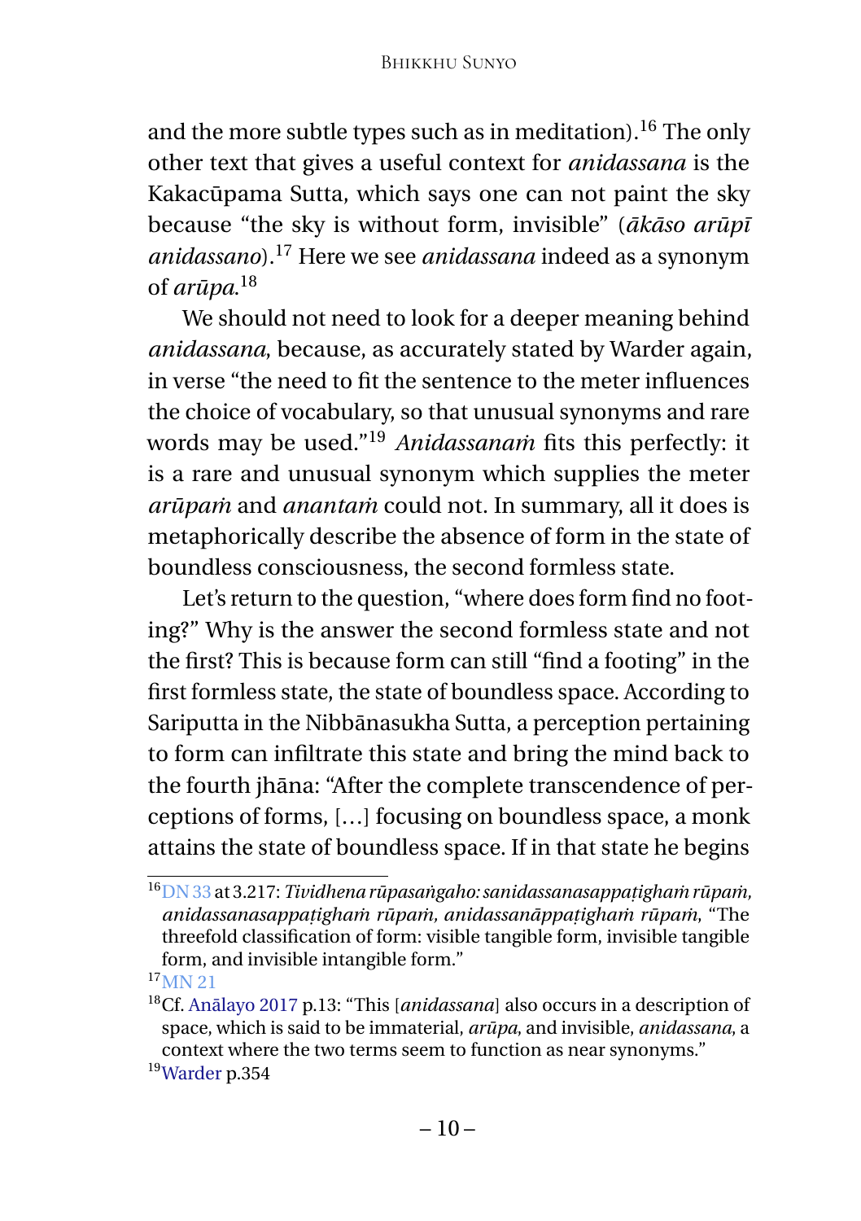and the more subtle types such as in meditation).[16] The only other text that gives a useful context for *anidassana* is the Kakacūpama Sutta, which says one can not paint the sky because "the sky is without form, invisible" (*ākāso arūpī anidassano*).[17] Here we see *anidassana* indeed as a synonym of *arūpa*.[18]

We should not need to look for a deeper meaning behind *anidassana*, because, as accurately stated by Warder again, in verse "the need to fit the sentence to the meter influences the choice of vocabulary, so that unusual synonyms and rare words may be used."[19] *Anidassanaṁ* fits this perfectly: it is a rare and unusual synonym which supplies the meter *arūpaṁ* and *anantaṁ* could not. In summary, all it does is metaphorically describe the absence of form in the state of boundless consciousness, the second formless state.

Let's return to the question, "where does form find no footing?" Why is the answer the second formless state and not the first? This is because form can still "find a footing" in the first formless state, the state of boundless space. According to Sariputta in the Nibbānasukha Sutta, a perception pertaining to form can infiltrate this state and bring the mind back to the fourth jhāna: "After the complete transcendence of perceptions of forms, […] focusing on boundless space, a monk attains the state of boundless space. If in that state he begins

---

[16] DN 33 at 3.217: *Tividhena rūpasaṅgaho: sanidassanasappaṭighaṁ rūpaṁ, anidassanasappaṭighaṁ rūpaṁ, anidassanāppaṭighaṁ rūpaṁ*, "The threefold classification of form: visible tangible form, invisible tangible form, and invisible intangible form."

[17] MN 21

[18] Cf. Anālayo 2017 p.13: "This [*anidassana*] also occurs in a description of space, which is said to be immaterial, *arūpa*, and invisible, *anidassana*, a context where the two terms seem to function as near synonyms."

[19] Warder p.354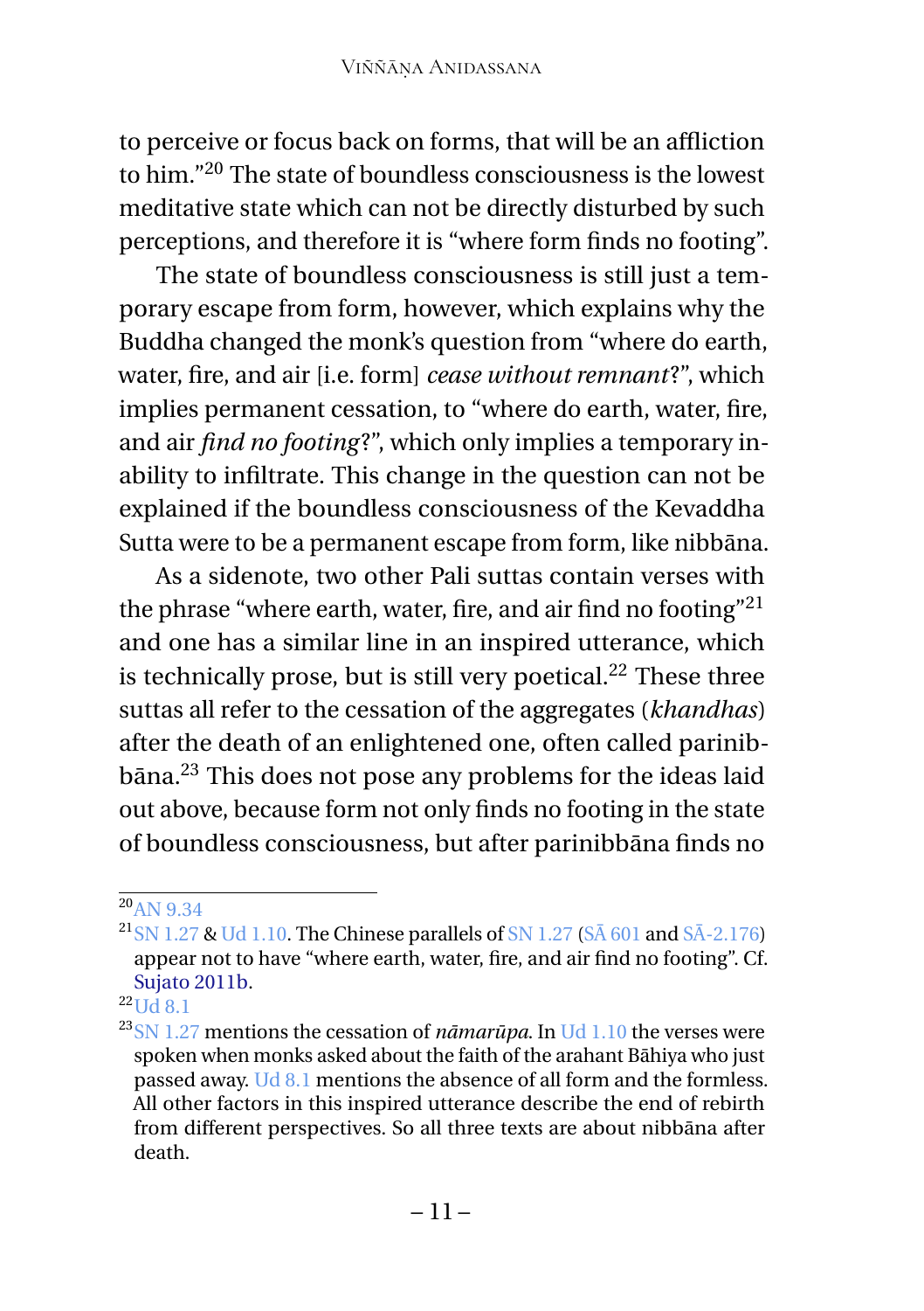to perceive or focus back on forms, that will be an affliction to him."[20] The state of boundless consciousness is the lowest meditative state which can not be directly disturbed by such perceptions, and therefore it is "where form finds no footing".

The state of boundless consciousness is still just a temporary escape from form, however, which explains why the Buddha changed the monk's question from "where do earth, water, fire, and air [i.e. form] *cease without remnant*?", which implies permanent cessation, to "where do earth, water, fire, and air *find no footing*?", which only implies a temporary inability to infiltrate. This change in the question can not be explained if the boundless consciousness of the Kevaddha Sutta were to be a permanent escape from form, like nibbāna.

As a sidenote, two other Pali suttas contain verses with the phrase "where earth, water, fire, and air find no footing"[21] and one has a similar line in an inspired utterance, which is technically prose, but is still very poetical.[22] These three suttas all refer to the cessation of the aggregates (*khandhas*) after the death of an enlightened one, often called parinibbāna.[23] This does not pose any problems for the ideas laid out above, because form not only finds no footing in the state of boundless consciousness, but after parinibbāna finds no

---

[20] AN 9.34

[21] SN 1.27 & Ud 1.10. The Chinese parallels of SN 1.27 (SĀ 601 and SĀ-2.176) appear not to have "where earth, water, fire, and air find no footing". Cf. Sujato 2011b.

[22] Ud 8.1

[23] SN 1.27 mentions the cessation of *nāmarūpa*. In Ud 1.10 the verses were spoken when monks asked about the faith of the arahant Bāhiya who just passed away. Ud 8.1 mentions the absence of all form and the formless. All other factors in this inspired utterance describe the end of rebirth from different perspectives. So all three texts are about nibbāna after death.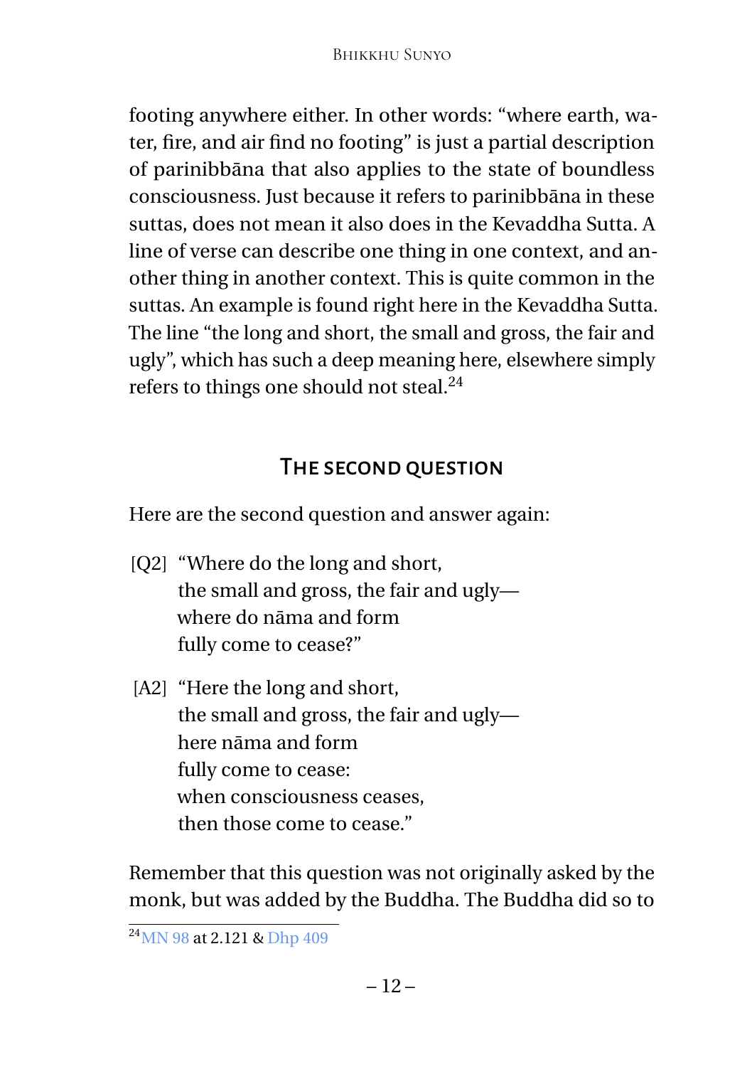footing anywhere either. In other words: "where earth, water, fire, and air find no footing" is just a partial description of parinibbāna that also applies to the state of boundless consciousness. Just because it refers to parinibbāna in these suttas, does not mean it also does in the Kevaddha Sutta. A line of verse can describe one thing in one context, and another thing in another context. This is quite common in the suttas. An example is found right here in the Kevaddha Sutta. The line "the long and short, the small and gross, the fair and ugly", which has such a deep meaning here, elsewhere simply refers to things one should not steal.[24]

## The second question

Here are the second question and answer again:

[Q2] "Where do the long and short,
the small and gross, the fair and ugly—
where do nāma and form
fully come to cease?"

[A2] "Here the long and short,
the small and gross, the fair and ugly—
here nāma and form
fully come to cease:
when consciousness ceases,
then those come to cease."

Remember that this question was not originally asked by the monk, but was added by the Buddha. The Buddha did so to

[24] MN 98 at 2.121 & Dhp 409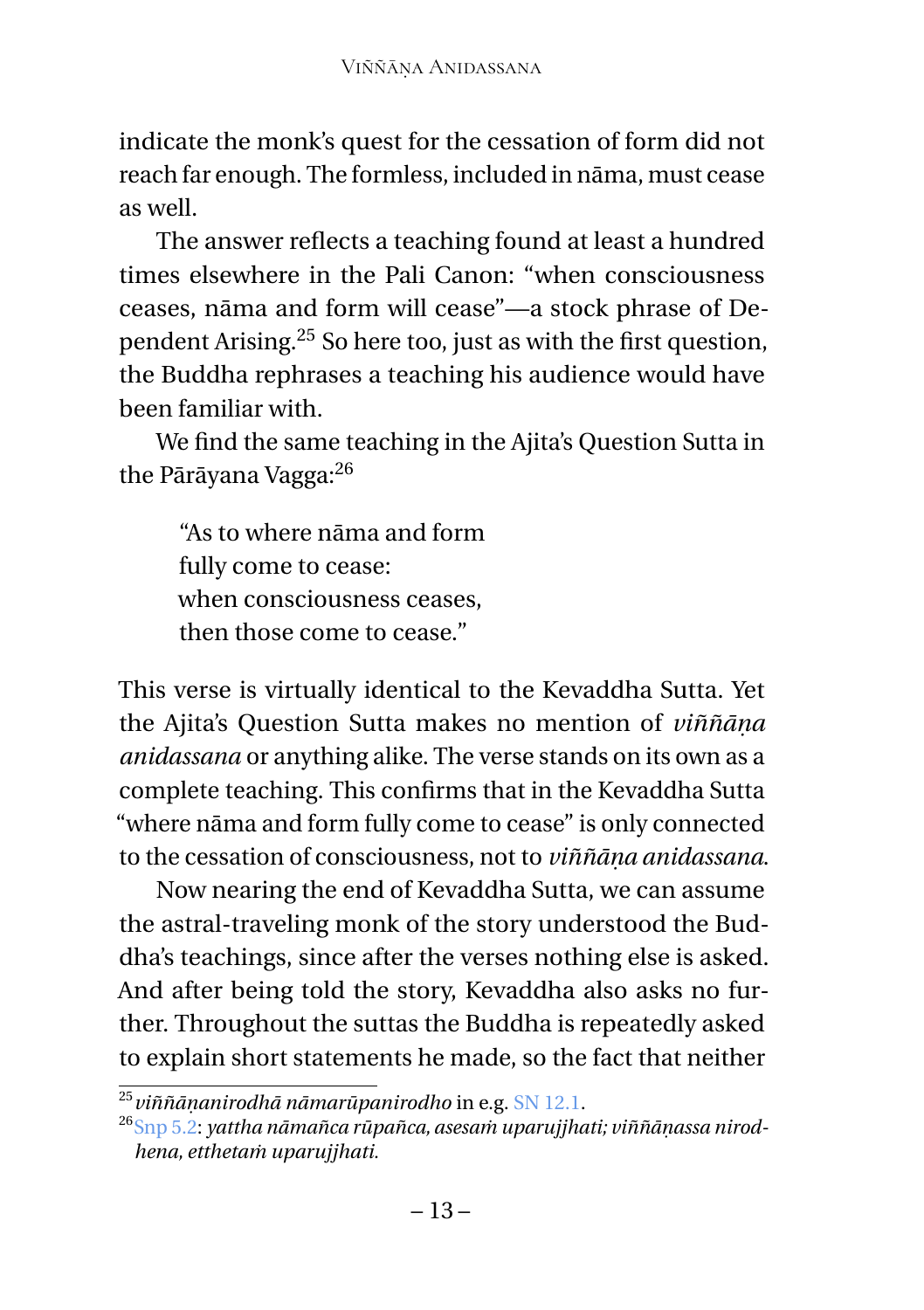indicate the monk's quest for the cessation of form did not reach far enough. The formless, included in nāma, must cease as well.

The answer reflects a teaching found at least a hundred times elsewhere in the Pali Canon: "when consciousness ceases, nāma and form will cease"—a stock phrase of Dependent Arising.[25] So here too, just as with the first question, the Buddha rephrases a teaching his audience would have been familiar with.

We find the same teaching in the Ajita's Question Sutta in the Pārāyana Vagga:[26]

> "As to where nāma and form
> fully come to cease:
> when consciousness ceases,
> then those come to cease."

This verse is virtually identical to the Kevaddha Sutta. Yet the Ajita's Question Sutta makes no mention of *viññāṇa anidassana* or anything alike. The verse stands on its own as a complete teaching. This confirms that in the Kevaddha Sutta "where nāma and form fully come to cease" is only connected to the cessation of consciousness, not to *viññāṇa anidassana*.

Now nearing the end of Kevaddha Sutta, we can assume the astral-traveling monk of the story understood the Buddha's teachings, since after the verses nothing else is asked. And after being told the story, Kevaddha also asks no further. Throughout the suttas the Buddha is repeatedly asked to explain short statements he made, so the fact that neither

---

[25] *viññāṇanirodhā nāmarūpanirodho* in e.g. SN 12.1.

[26] Snp 5.2: *yattha nāmañca rūpañca, asesaṁ uparujjhati; viññāṇassa nirodhena, etthetaṁ uparujjhati.*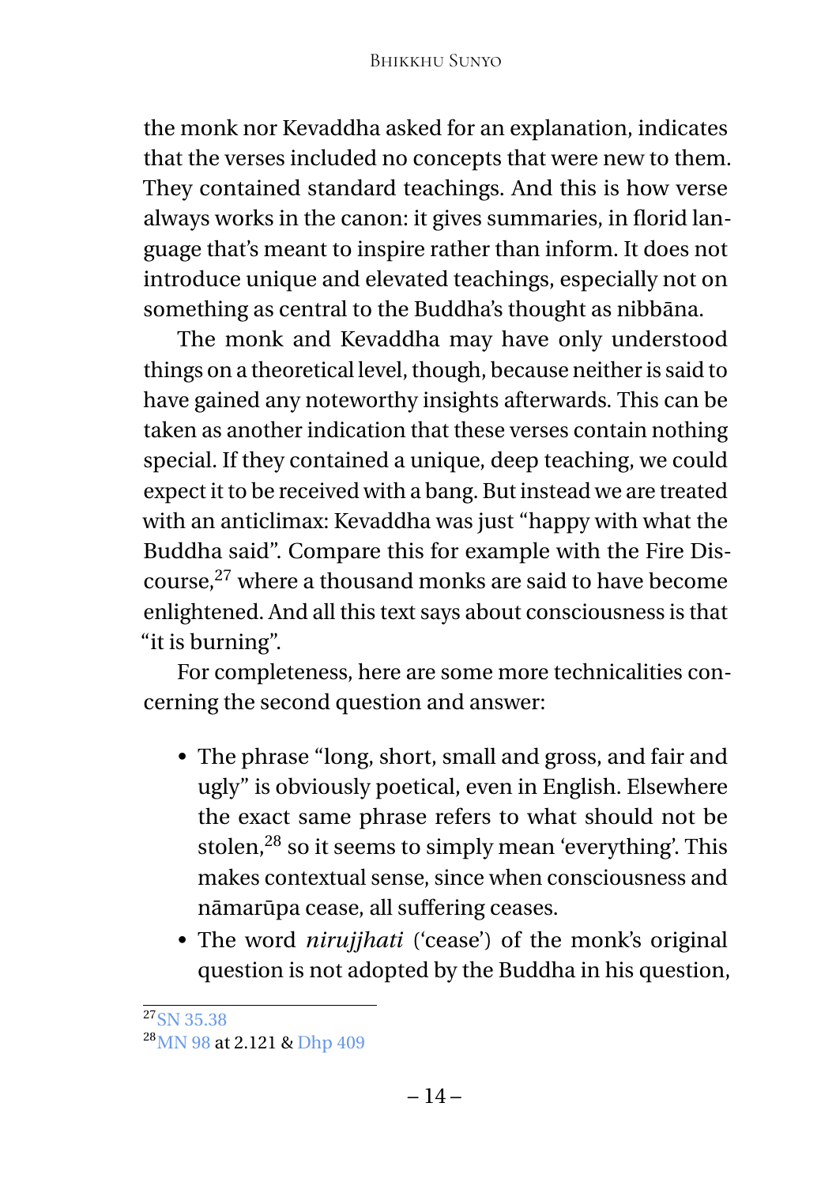the monk nor Kevaddha asked for an explanation, indicates that the verses included no concepts that were new to them. They contained standard teachings. And this is how verse always works in the canon: it gives summaries, in florid language that's meant to inspire rather than inform. It does not introduce unique and elevated teachings, especially not on something as central to the Buddha's thought as nibbāna.

The monk and Kevaddha may have only understood things on a theoretical level, though, because neither is said to have gained any noteworthy insights afterwards. This can be taken as another indication that these verses contain nothing special. If they contained a unique, deep teaching, we could expect it to be received with a bang. But instead we are treated with an anticlimax: Kevaddha was just "happy with what the Buddha said". Compare this for example with the Fire Discourse,[27] where a thousand monks are said to have become enlightened. And all this text says about consciousness is that "it is burning".

For completeness, here are some more technicalities concerning the second question and answer:

- The phrase "long, short, small and gross, and fair and ugly" is obviously poetical, even in English. Elsewhere the exact same phrase refers to what should not be stolen,[28] so it seems to simply mean 'everything'. This makes contextual sense, since when consciousness and nāmarūpa cease, all suffering ceases.
- The word *nirujjhati* ('cease') of the monk's original question is not adopted by the Buddha in his question,

[27] SN 35.38

[28] MN 98 at 2.121 & Dhp 409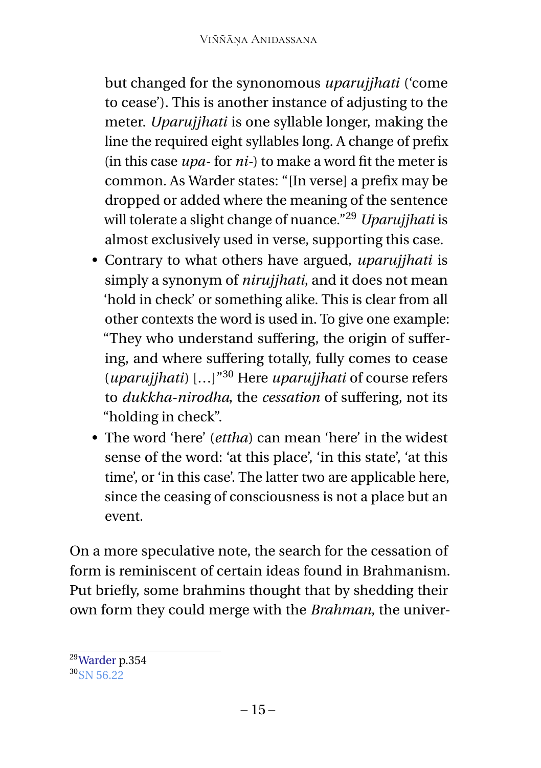but changed for the synonomous *uparujjhati* ('come to cease'). This is another instance of adjusting to the meter. *Uparujjhati* is one syllable longer, making the line the required eight syllables long. A change of prefix (in this case *upa-* for *ni-*) to make a word fit the meter is common. As Warder states: "[In verse] a prefix may be dropped or added where the meaning of the sentence will tolerate a slight change of nuance."[29] *Uparujjhati* is almost exclusively used in verse, supporting this case.

- Contrary to what others have argued, *uparujjhati* is simply a synonym of *nirujjhati*, and it does not mean 'hold in check' or something alike. This is clear from all other contexts the word is used in. To give one example: "They who understand suffering, the origin of suffering, and where suffering totally, fully comes to cease (*uparujjhati*) […]"[30] Here *uparujjhati* of course refers to *dukkha-nirodha*, the *cessation* of suffering, not its "holding in check".
- The word 'here' (*ettha*) can mean 'here' in the widest sense of the word: 'at this place', 'in this state', 'at this time', or 'in this case'. The latter two are applicable here, since the ceasing of consciousness is not a place but an event.

On a more speculative note, the search for the cessation of form is reminiscent of certain ideas found in Brahmanism. Put briefly, some brahmins thought that by shedding their own form they could merge with the *Brahman*, the univer-

[29] Warder p.354

[30] SN 56.22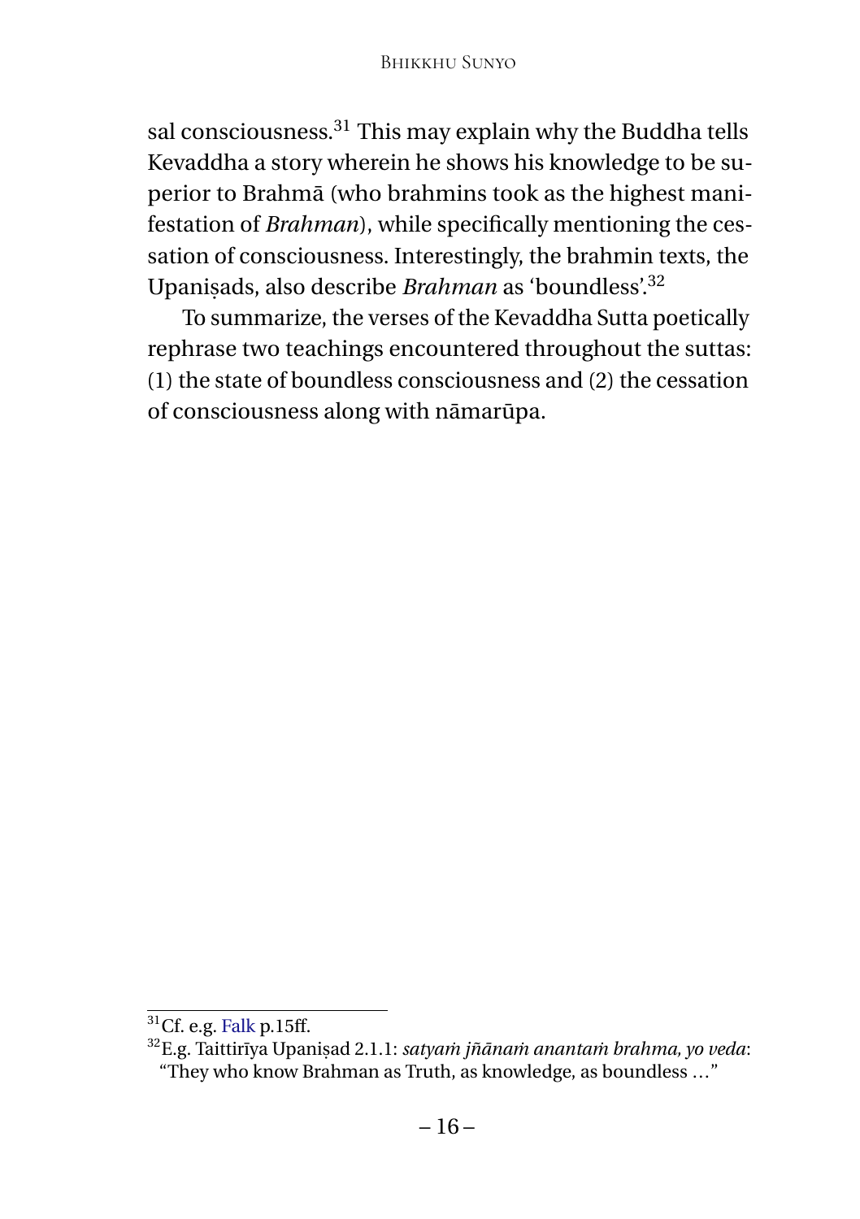sal consciousness.[31] This may explain why the Buddha tells Kevaddha a story wherein he shows his knowledge to be superior to Brahmā (who brahmins took as the highest manifestation of *Brahman*), while specifically mentioning the cessation of consciousness. Interestingly, the brahmin texts, the Upaniṣads, also describe *Brahman* as 'boundless'.[32]

To summarize, the verses of the Kevaddha Sutta poetically rephrase two teachings encountered throughout the suttas: (1) the state of boundless consciousness and (2) the cessation of consciousness along with nāmarūpa.

---

[31] Cf. e.g. Falk p.15ff.

[32] E.g. Taittirīya Upaniṣad 2.1.1: *satyaṁ jñānaṁ anantaṁ brahma, yo veda*: "They who know Brahman as Truth, as knowledge, as boundless …"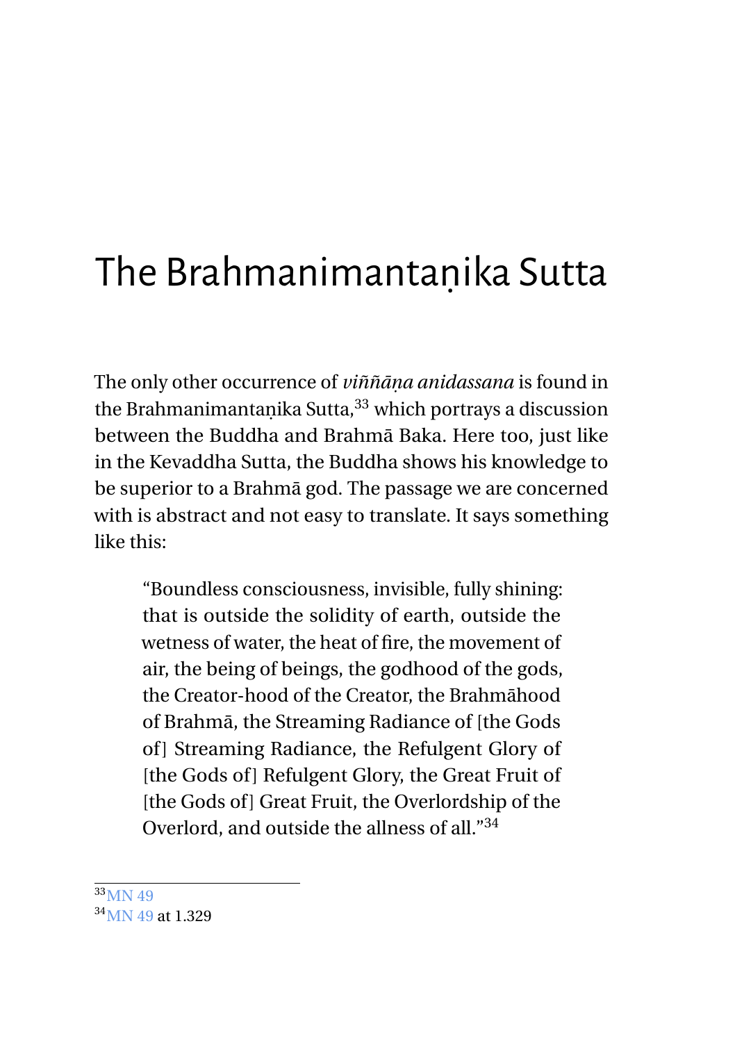# The Brahmanimantaṇika Sutta

The only other occurrence of *viññāṇa anidassana* is found in the Brahmanimantaṇika Sutta,[33] which portrays a discussion between the Buddha and Brahmā Baka. Here too, just like in the Kevaddha Sutta, the Buddha shows his knowledge to be superior to a Brahmā god. The passage we are concerned with is abstract and not easy to translate. It says something like this:

> "Boundless consciousness, invisible, fully shining: that is outside the solidity of earth, outside the wetness of water, the heat of fire, the movement of air, the being of beings, the godhood of the gods, the Creator-hood of the Creator, the Brahmāhood of Brahmā, the Streaming Radiance of [the Gods of] Streaming Radiance, the Refulgent Glory of [the Gods of] Refulgent Glory, the Great Fruit of [the Gods of] Great Fruit, the Overlordship of the Overlord, and outside the allness of all."[34]

---

[33] MN 49

[34] MN 49 at 1.329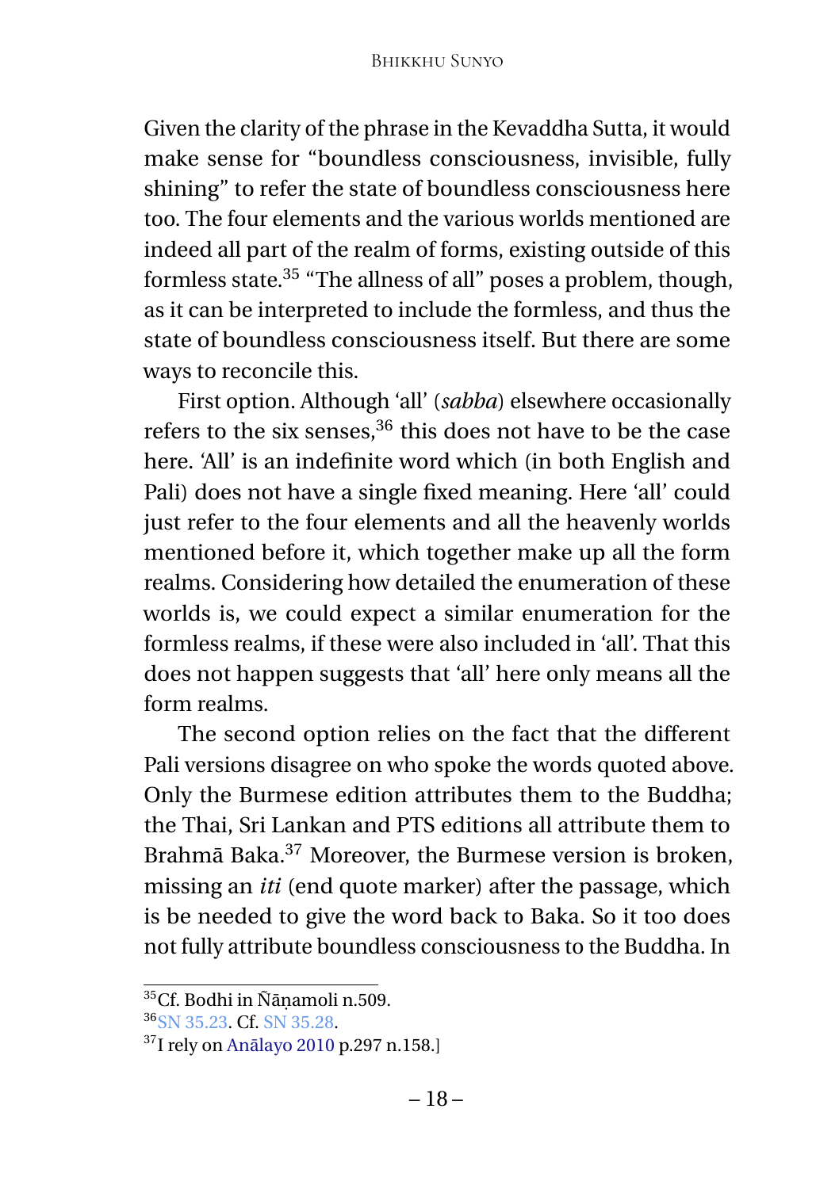Given the clarity of the phrase in the Kevaddha Sutta, it would make sense for "boundless consciousness, invisible, fully shining" to refer the state of boundless consciousness here too. The four elements and the various worlds mentioned are indeed all part of the realm of forms, existing outside of this formless state.[35] "The allness of all" poses a problem, though, as it can be interpreted to include the formless, and thus the state of boundless consciousness itself. But there are some ways to reconcile this.

First option. Although 'all' (*sabba*) elsewhere occasionally refers to the six senses,[36] this does not have to be the case here. 'All' is an indefinite word which (in both English and Pali) does not have a single fixed meaning. Here 'all' could just refer to the four elements and all the heavenly worlds mentioned before it, which together make up all the form realms. Considering how detailed the enumeration of these worlds is, we could expect a similar enumeration for the formless realms, if these were also included in 'all'. That this does not happen suggests that 'all' here only means all the form realms.

The second option relies on the fact that the different Pali versions disagree on who spoke the words quoted above. Only the Burmese edition attributes them to the Buddha; the Thai, Sri Lankan and PTS editions all attribute them to Brahmā Baka.[37] Moreover, the Burmese version is broken, missing an *iti* (end quote marker) after the passage, which is be needed to give the word back to Baka. So it too does not fully attribute boundless consciousness to the Buddha. In

---

[35] Cf. Bodhi in Ñāṇamoli n.509.

[36] SN 35.23. Cf. SN 35.28.

[37] I rely on Anālayo 2010 p.297 n.158.]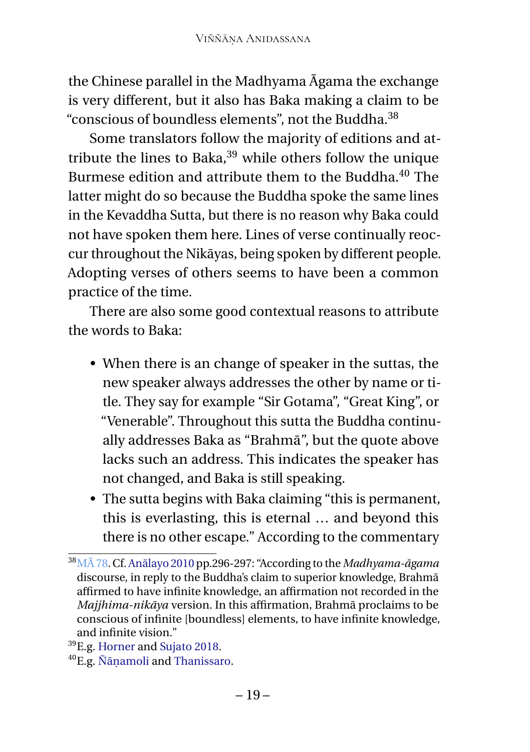the Chinese parallel in the Madhyama Āgama the exchange is very different, but it also has Baka making a claim to be "conscious of boundless elements", not the Buddha.[38]

Some translators follow the majority of editions and attribute the lines to Baka,[39] while others follow the unique Burmese edition and attribute them to the Buddha.[40] The latter might do so because the Buddha spoke the same lines in the Kevaddha Sutta, but there is no reason why Baka could not have spoken them here. Lines of verse continually reoccur throughout the Nikāyas, being spoken by different people. Adopting verses of others seems to have been a common practice of the time.

There are also some good contextual reasons to attribute the words to Baka:

- When there is an change of speaker in the suttas, the new speaker always addresses the other by name or title. They say for example "Sir Gotama", "Great King", or "Venerable". Throughout this sutta the Buddha continually addresses Baka as "Brahmā", but the quote above lacks such an address. This indicates the speaker has not changed, and Baka is still speaking.
- The sutta begins with Baka claiming "this is permanent, this is everlasting, this is eternal … and beyond this there is no other escape." According to the commentary

---

[38] MĀ 78. Cf. Anālayo 2010 pp.296-297: "According to the *Madhyama-āgama* discourse, in reply to the Buddha's claim to superior knowledge, Brahmā affirmed to have infinite knowledge, an affirmation not recorded in the *Majjhima-nikāya* version. In this affirmation, Brahmā proclaims to be conscious of infinite [boundless] elements, to have infinite knowledge, and infinite vision."

[39] E.g. Horner and Sujato 2018.

[40] E.g. Ñāṇamoli and Thanissaro.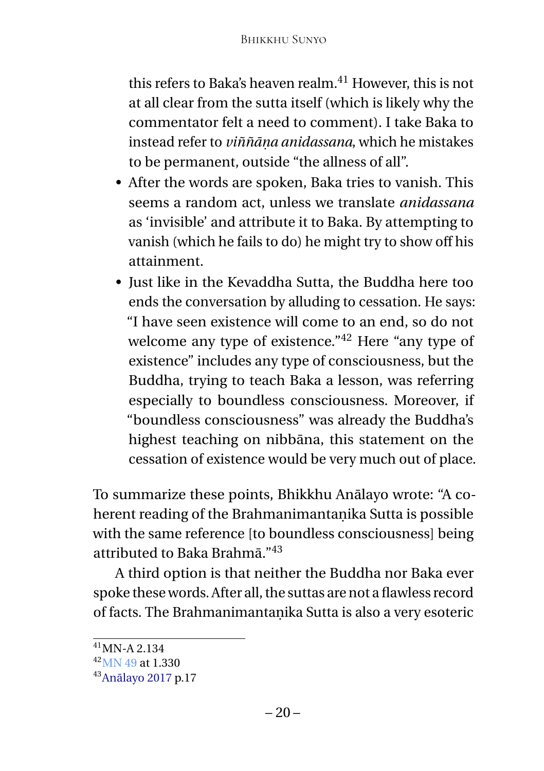this refers to Baka's heaven realm.[41] However, this is not at all clear from the sutta itself (which is likely why the commentator felt a need to comment). I take Baka to instead refer to *viññāṇa anidassana*, which he mistakes to be permanent, outside "the allness of all".

- After the words are spoken, Baka tries to vanish. This seems a random act, unless we translate *anidassana* as 'invisible' and attribute it to Baka. By attempting to vanish (which he fails to do) he might try to show off his attainment.
- Just like in the Kevaddha Sutta, the Buddha here too ends the conversation by alluding to cessation. He says: "I have seen existence will come to an end, so do not welcome any type of existence."[42] Here "any type of existence" includes any type of consciousness, but the Buddha, trying to teach Baka a lesson, was referring especially to boundless consciousness. Moreover, if "boundless consciousness" was already the Buddha's highest teaching on nibbāna, this statement on the cessation of existence would be very much out of place.

To summarize these points, Bhikkhu Anālayo wrote: "A coherent reading of the Brahmanimantaṇika Sutta is possible with the same reference [to boundless consciousness] being attributed to Baka Brahmā."[43]

A third option is that neither the Buddha nor Baka ever spoke these words. After all, the suttas are not a flawless record of facts. The Brahmanimantaṇika Sutta is also a very esoteric

---

[41] MN-A 2.134

[42] MN 49 at 1.330

[43] Anālayo 2017 p.17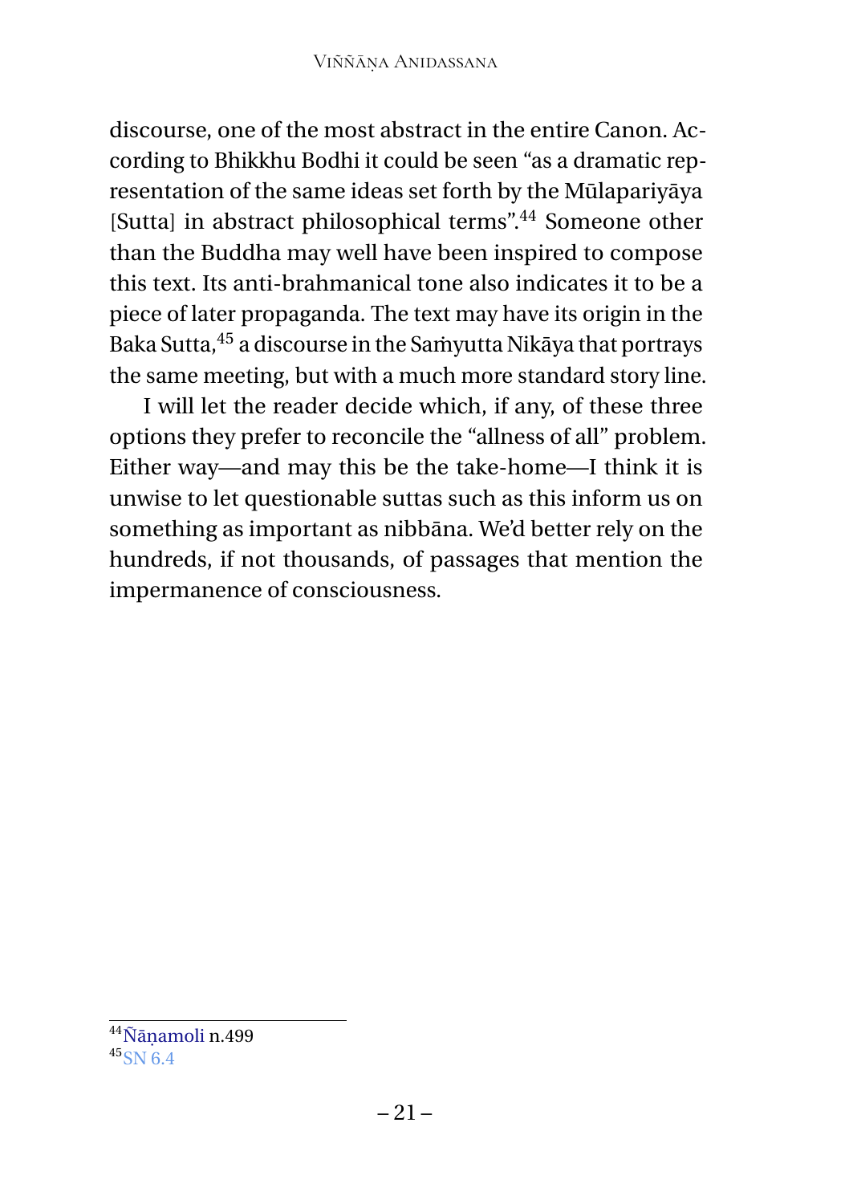discourse, one of the most abstract in the entire Canon. According to Bhikkhu Bodhi it could be seen "as a dramatic representation of the same ideas set forth by the Mūlapariyāya [Sutta] in abstract philosophical terms".[44] Someone other than the Buddha may well have been inspired to compose this text. Its anti-brahmanical tone also indicates it to be a piece of later propaganda. The text may have its origin in the Baka Sutta,[45] a discourse in the Saṁyutta Nikāya that portrays the same meeting, but with a much more standard story line.

I will let the reader decide which, if any, of these three options they prefer to reconcile the "allness of all" problem. Either way—and may this be the take-home—I think it is unwise to let questionable suttas such as this inform us on something as important as nibbāna. We'd better rely on the hundreds, if not thousands, of passages that mention the impermanence of consciousness.

---

[44] Ñāṇamoli n.499

[45] SN 6.4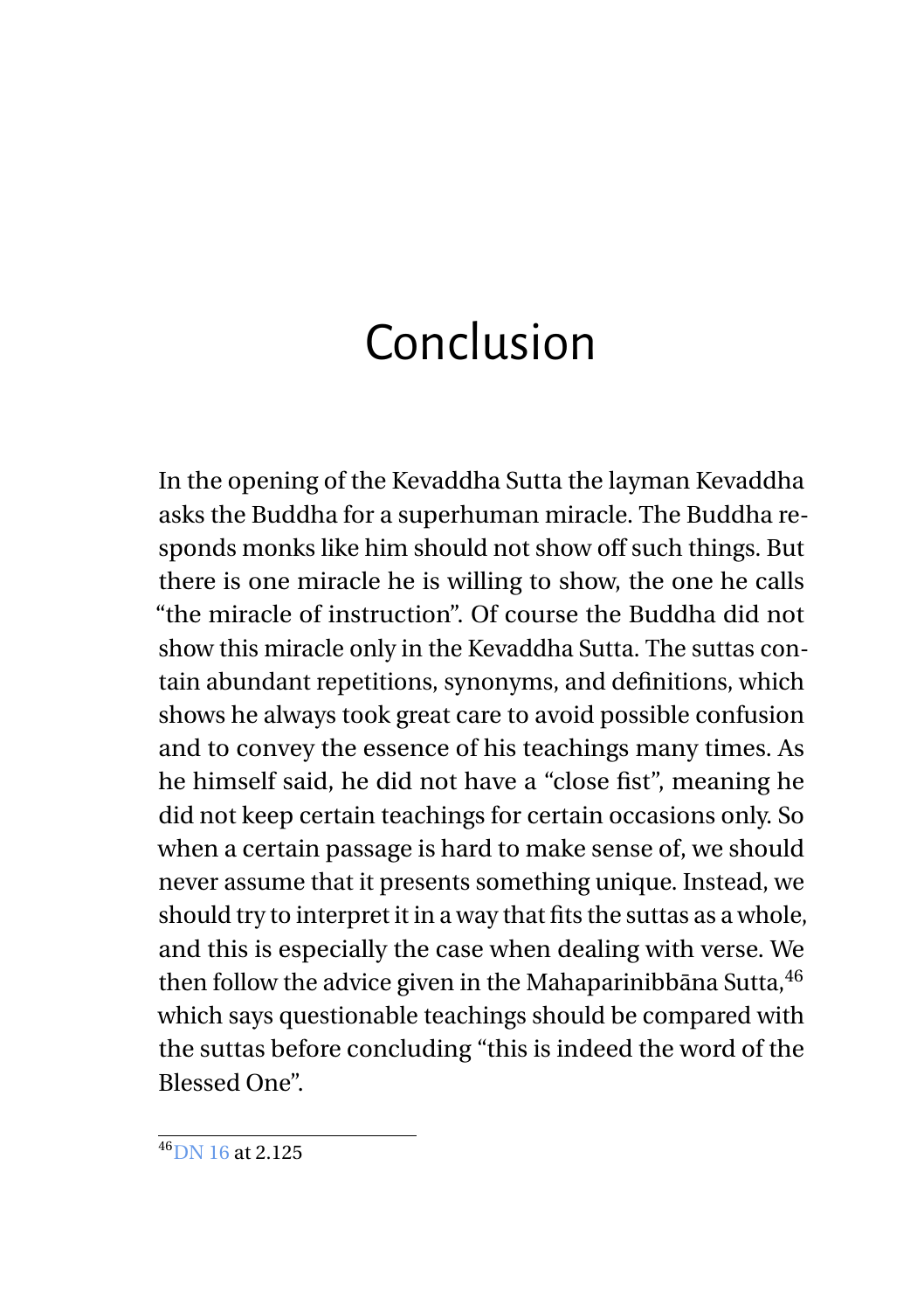# Conclusion

In the opening of the Kevaddha Sutta the layman Kevaddha asks the Buddha for a superhuman miracle. The Buddha responds monks like him should not show off such things. But there is one miracle he is willing to show, the one he calls “the miracle of instruction”. Of course the Buddha did not show this miracle only in the Kevaddha Sutta. The suttas contain abundant repetitions, synonyms, and definitions, which shows he always took great care to avoid possible confusion and to convey the essence of his teachings many times. As he himself said, he did not have a “close fist”, meaning he did not keep certain teachings for certain occasions only. So when a certain passage is hard to make sense of, we should never assume that it presents something unique. Instead, we should try to interpret it in a way that fits the suttas as a whole, and this is especially the case when dealing with verse. We then follow the advice given in the Mahaparinibbāna Sutta,[46] which says questionable teachings should be compared with the suttas before concluding “this is indeed the word of the Blessed One”.

[46] DN 16 at 2.125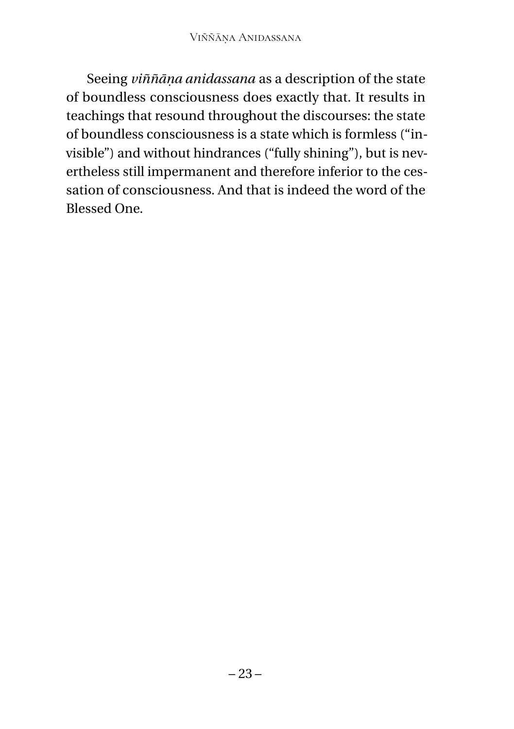Seeing *viññāṇa anidassana* as a description of the state of boundless consciousness does exactly that. It results in teachings that resound throughout the discourses: the state of boundless consciousness is a state which is formless ("invisible") and without hindrances ("fully shining"), but is nevertheless still impermanent and therefore inferior to the cessation of consciousness. And that is indeed the word of the Blessed One.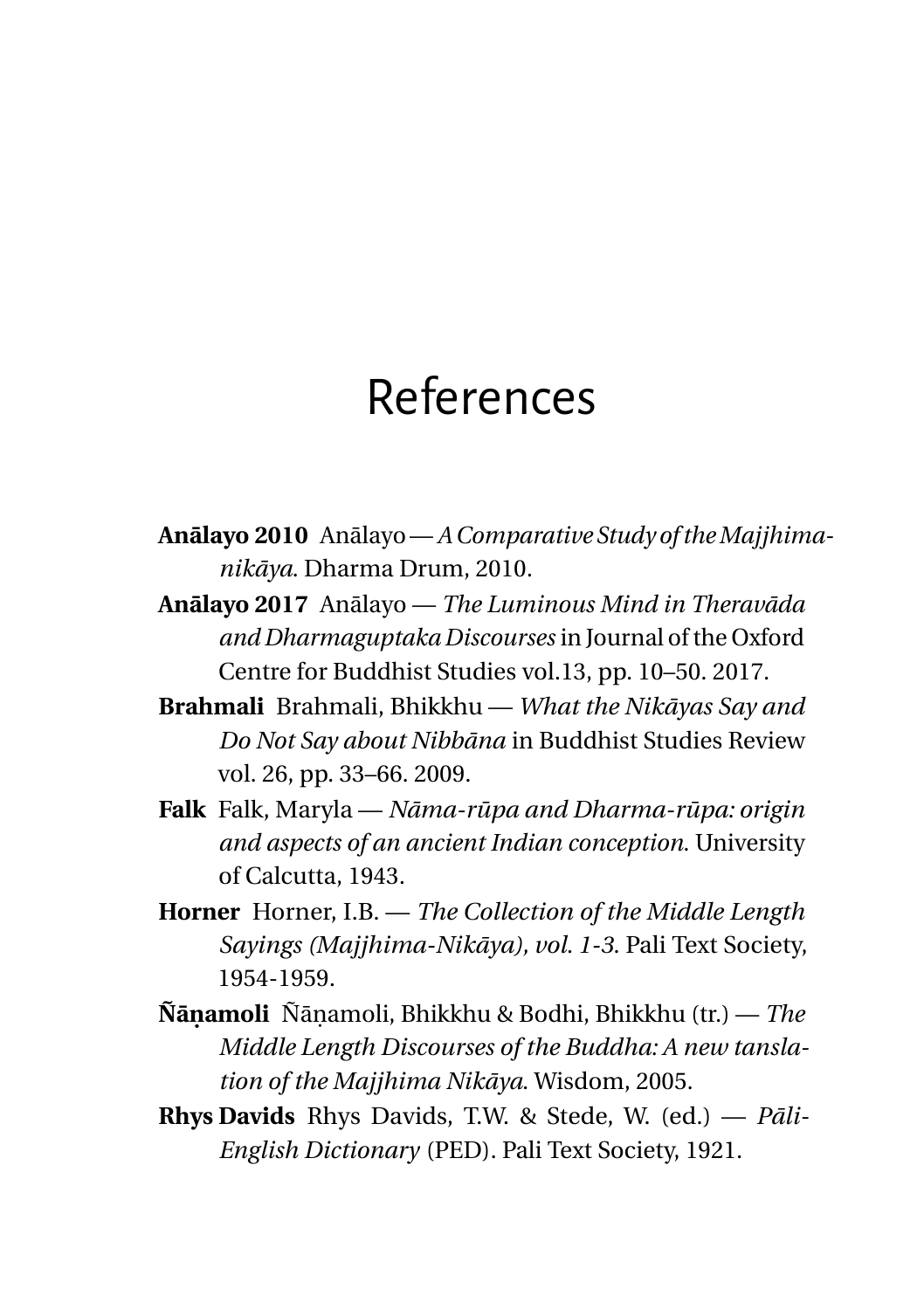# References

**Anālayo 2010** Anālayo — *A Comparative Study of the Majjhima-nikāya*. Dharma Drum, 2010.

**Anālayo 2017** Anālayo — *The Luminous Mind in Theravāda and Dharmaguptaka Discourses* in Journal of the Oxford Centre for Buddhist Studies vol.13, pp. 10–50. 2017.

**Brahmali** Brahmali, Bhikkhu — *What the Nikāyas Say and Do Not Say about Nibbāna* in Buddhist Studies Review vol. 26, pp. 33–66. 2009.

**Falk** Falk, Maryla — *Nāma-rūpa and Dharma-rūpa: origin and aspects of an ancient Indian conception.* University of Calcutta, 1943.

**Horner** Horner, I.B. — *The Collection of the Middle Length Sayings (Majjhima-Nikāya), vol. 1-3.* Pali Text Society, 1954-1959.

**Ñāṇamoli** Ñāṇamoli, Bhikkhu & Bodhi, Bhikkhu (tr.) — *The Middle Length Discourses of the Buddha: A new tanslation of the Majjhima Nikāya.* Wisdom, 2005.

**Rhys Davids** Rhys Davids, T.W. & Stede, W. (ed.) — *Pāli-English Dictionary* (PED). Pali Text Society, 1921.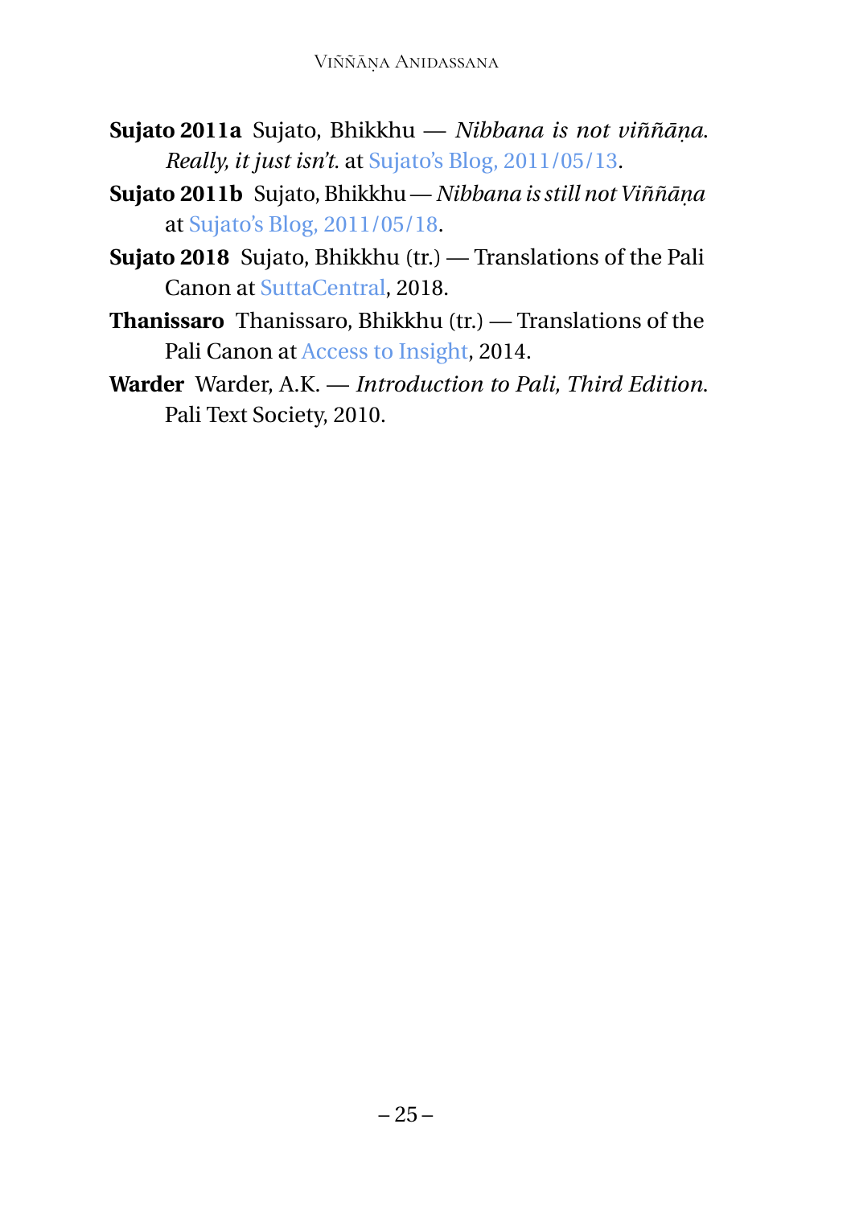**Sujato 2011a** Sujato, Bhikkhu — *Nibbana is not viññāṇa. Really, it just isn't.* at Sujato's Blog, 2011/05/13.

**Sujato 2011b** Sujato, Bhikkhu — *Nibbana is still not Viññāṇa* at Sujato's Blog, 2011/05/18.

**Sujato 2018** Sujato, Bhikkhu (tr.) — Translations of the Pali Canon at SuttaCentral, 2018.

**Thanissaro** Thanissaro, Bhikkhu (tr.) — Translations of the Pali Canon at Access to Insight, 2014.

**Warder** Warder, A.K. — *Introduction to Pali, Third Edition.* Pali Text Society, 2010.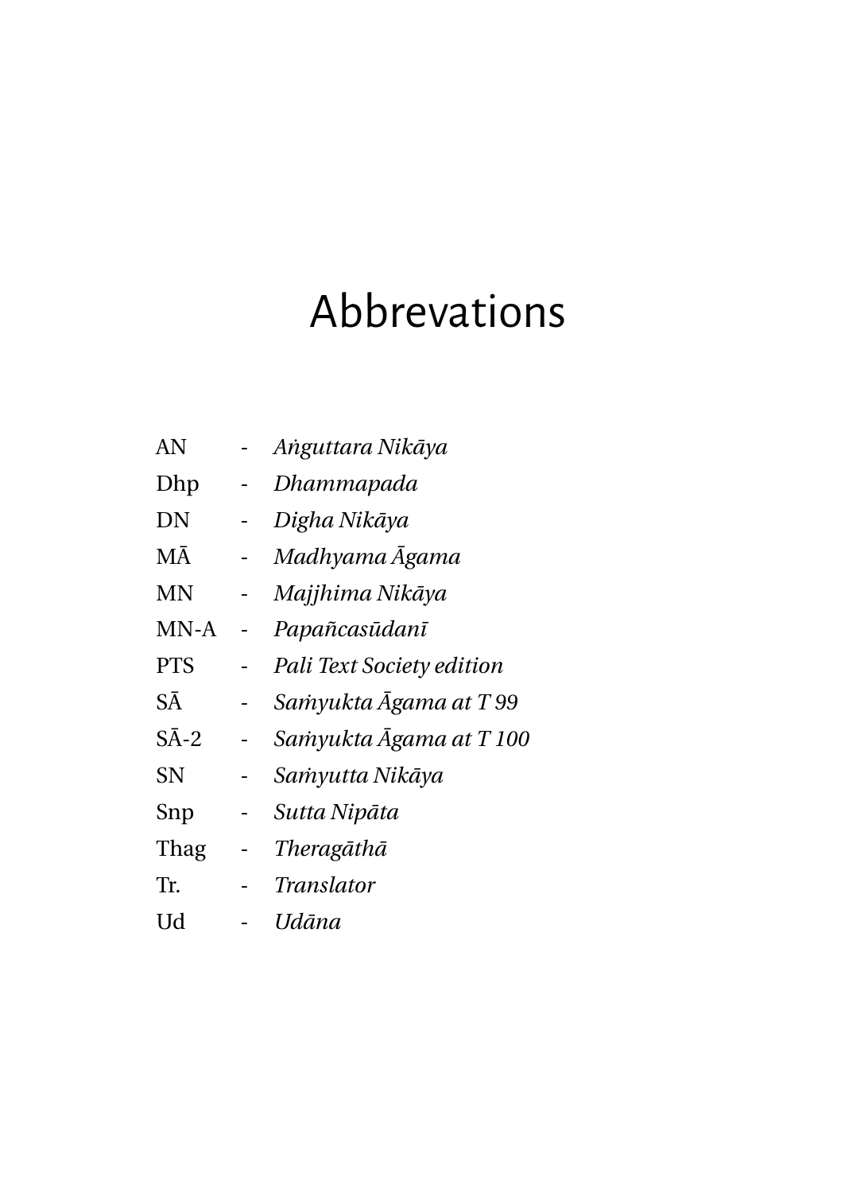# Abbrevations

AN - *Aṅguttara Nikāya*
Dhp - *Dhammapada*
DN - *Digha Nikāya*
MĀ - *Madhyama Āgama*
MN - *Majjhima Nikāya*
MN-A - *Papañcasūdanī*
PTS - *Pali Text Society edition*
SĀ - *Saṁyukta Āgama at T 99*
SĀ-2 - *Saṁyukta Āgama at T 100*
SN - *Saṁyutta Nikāya*
Snp - *Sutta Nipāta*
Thag - *Theragāthā*
Tr. - *Translator*
Ud - *Udāna*